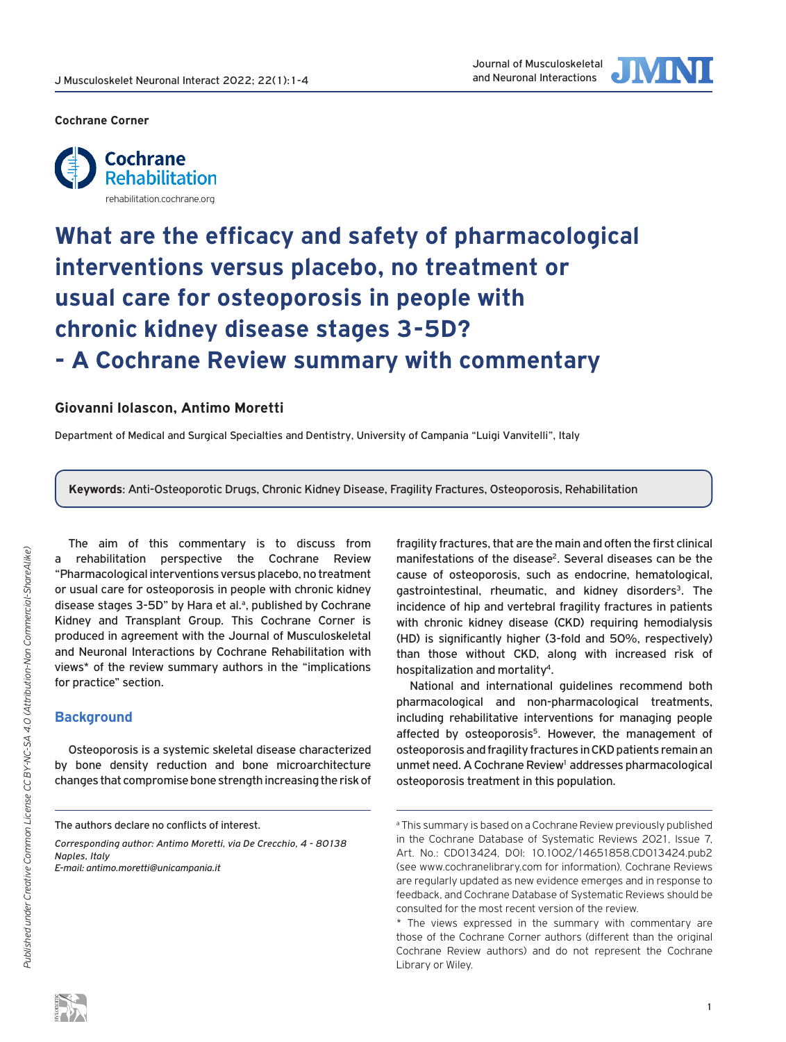Cochrane Corner

Cochrane Rehabilitation
rehabilitation.cochrane.org

# What are the efficacy and safety of pharmacological interventions versus placebo, no treatment or usual care for osteoporosis in people with chronic kidney disease stages 3-5D? - A Cochrane Review summary with commentary

**Giovanni Iolascon, Antimo Moretti**

Department of Medical and Surgical Specialties and Dentistry, University of Campania "Luigi Vanvitelli", Italy

**Keywords**: Anti-Osteoporotic Drugs, Chronic Kidney Disease, Fragility Fractures, Osteoporosis, Rehabilitation

The aim of this commentary is to discuss from a rehabilitation perspective the Cochrane Review "Pharmacological interventions versus placebo, no treatment or usual care for osteoporosis in people with chronic kidney disease stages 3-5D" by Hara et al.[a], published by Cochrane Kidney and Transplant Group. This Cochrane Corner is produced in agreement with the Journal of Musculoskeletal and Neuronal Interactions by Cochrane Rehabilitation with views* of the review summary authors in the "implications for practice" section.

## Background

Osteoporosis is a systemic skeletal disease characterized by bone density reduction and bone microarchitecture changes that compromise bone strength increasing the risk of fragility fractures, that are the main and often the first clinical manifestations of the disease[2]. Several diseases can be the cause of osteoporosis, such as endocrine, hematological, gastrointestinal, rheumatic, and kidney disorders[3]. The incidence of hip and vertebral fragility fractures in patients with chronic kidney disease (CKD) requiring hemodialysis (HD) is significantly higher (3-fold and 50%, respectively) than those without CKD, along with increased risk of hospitalization and mortality[4].

National and international guidelines recommend both pharmacological and non-pharmacological treatments, including rehabilitative interventions for managing people affected by osteoporosis[5]. However, the management of osteoporosis and fragility fractures in CKD patients remain an unmet need. A Cochrane Review[1] addresses pharmacological osteoporosis treatment in this population.

The authors declare no conflicts of interest.

*Corresponding author: Antimo Moretti, via De Crecchio, 4 - 80138 Naples, Italy*
*E-mail: antimo.moretti@unicampania.it*

[a] This summary is based on a Cochrane Review previously published in the Cochrane Database of Systematic Reviews 2021, Issue 7, Art. No.: CD013424, DOI: 10.1002/14651858.CD013424.pub2 (see www.cochranelibrary.com for information). Cochrane Reviews are regularly updated as new evidence emerges and in response to feedback, and Cochrane Database of Systematic Reviews should be consulted for the most recent version of the review.

\* The views expressed in the summary with commentary are those of the Cochrane Corner authors (different than the original Cochrane Review authors) and do not represent the Cochrane Library or Wiley.

*Published under Creative Common License CC BY-NC-SA 4.0 (Attribution-Non Commercial-ShareAlike)*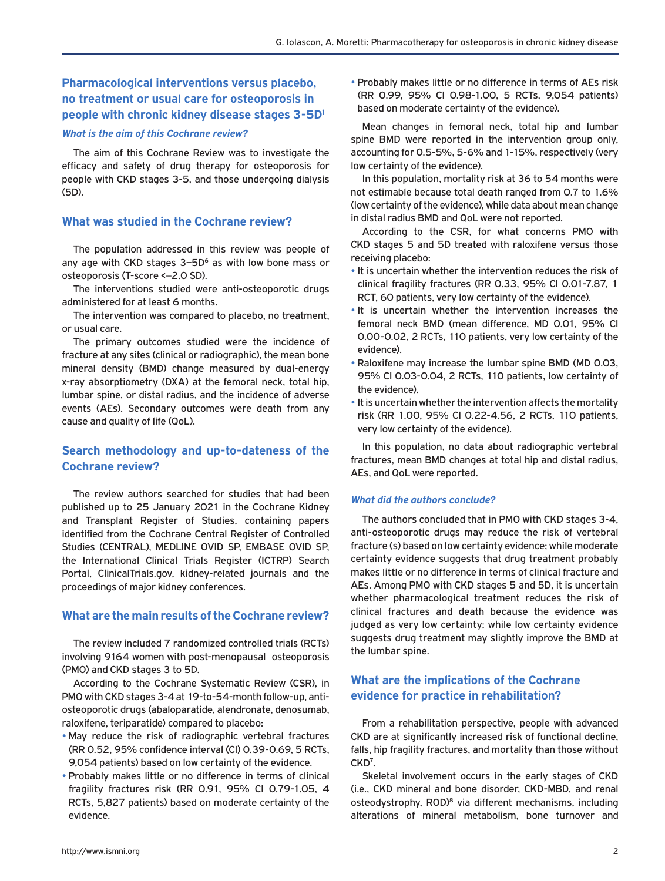## Pharmacological interventions versus placebo, no treatment or usual care for osteoporosis in people with chronic kidney disease stages 3-5D[1]

### *What is the aim of this Cochrane review?*

The aim of this Cochrane Review was to investigate the efficacy and safety of drug therapy for osteoporosis for people with CKD stages 3-5, and those undergoing dialysis (5D).

### What was studied in the Cochrane review?

The population addressed in this review was people of any age with CKD stages 3–5D[6] as with low bone mass or osteoporosis (T-score <–2.0 SD).

The interventions studied were anti-osteoporotic drugs administered for at least 6 months.

The intervention was compared to placebo, no treatment, or usual care.

The primary outcomes studied were the incidence of fracture at any sites (clinical or radiographic), the mean bone mineral density (BMD) change measured by dual-energy x-ray absorptiometry (DXA) at the femoral neck, total hip, lumbar spine, or distal radius, and the incidence of adverse events (AEs). Secondary outcomes were death from any cause and quality of life (QoL).

### Search methodology and up-to-dateness of the Cochrane review?

The review authors searched for studies that had been published up to 25 January 2021 in the Cochrane Kidney and Transplant Register of Studies, containing papers identified from the Cochrane Central Register of Controlled Studies (CENTRAL), MEDLINE OVID SP, EMBASE OVID SP, the International Clinical Trials Register (ICTRP) Search Portal, ClinicalTrials.gov, kidney-related journals and the proceedings of major kidney conferences.

### What are the main results of the Cochrane review?

The review included 7 randomized controlled trials (RCTs) involving 9164 women with post-menopausal osteoporosis (PMO) and CKD stages 3 to 5D.

According to the Cochrane Systematic Review (CSR), in PMO with CKD stages 3-4 at 19-to-54-month follow-up, anti-osteoporotic drugs (abaloparatide, alendronate, denosumab, raloxifene, teriparatide) compared to placebo:

- May reduce the risk of radiographic vertebral fractures (RR 0.52, 95% confidence interval (CI) 0.39-0.69, 5 RCTs, 9,054 patients) based on low certainty of the evidence.
- Probably makes little or no difference in terms of clinical fragility fractures risk (RR 0.91, 95% CI 0.79-1.05, 4 RCTs, 5,827 patients) based on moderate certainty of the evidence.
- Probably makes little or no difference in terms of AEs risk (RR 0.99, 95% CI 0.98-1.00, 5 RCTs, 9,054 patients) based on moderate certainty of the evidence).

Mean changes in femoral neck, total hip and lumbar spine BMD were reported in the intervention group only, accounting for 0.5-5%, 5-6% and 1-15%, respectively (very low certainty of the evidence).

In this population, mortality risk at 36 to 54 months were not estimable because total death ranged from 0.7 to 1.6% (low certainty of the evidence), while data about mean change in distal radius BMD and QoL were not reported.

According to the CSR, for what concerns PMO with CKD stages 5 and 5D treated with raloxifene versus those receiving placebo:

- It is uncertain whether the intervention reduces the risk of clinical fragility fractures (RR 0.33, 95% CI 0.01-7.87, 1 RCT, 60 patients, very low certainty of the evidence).
- It is uncertain whether the intervention increases the femoral neck BMD (mean difference, MD 0.01, 95% CI 0.00-0.02, 2 RCTs, 110 patients, very low certainty of the evidence).
- Raloxifene may increase the lumbar spine BMD (MD 0.03, 95% CI 0.03-0.04, 2 RCTs, 110 patients, low certainty of the evidence).
- It is uncertain whether the intervention affects the mortality risk (RR 1.00, 95% CI 0.22-4.56, 2 RCTs, 110 patients, very low certainty of the evidence).

In this population, no data about radiographic vertebral fractures, mean BMD changes at total hip and distal radius, AEs, and QoL were reported.

### *What did the authors conclude?*

The authors concluded that in PMO with CKD stages 3-4, anti-osteoporotic drugs may reduce the risk of vertebral fracture (s) based on low certainty evidence; while moderate certainty evidence suggests that drug treatment probably makes little or no difference in terms of clinical fracture and AEs. Among PMO with CKD stages 5 and 5D, it is uncertain whether pharmacological treatment reduces the risk of clinical fractures and death because the evidence was judged as very low certainty; while low certainty evidence suggests drug treatment may slightly improve the BMD at the lumbar spine.

### What are the implications of the Cochrane evidence for practice in rehabilitation?

From a rehabilitation perspective, people with advanced CKD are at significantly increased risk of functional decline, falls, hip fragility fractures, and mortality than those without CKD[7].

Skeletal involvement occurs in the early stages of CKD (i.e., CKD mineral and bone disorder, CKD-MBD, and renal osteodystrophy, ROD)[8] via different mechanisms, including alterations of mineral metabolism, bone turnover and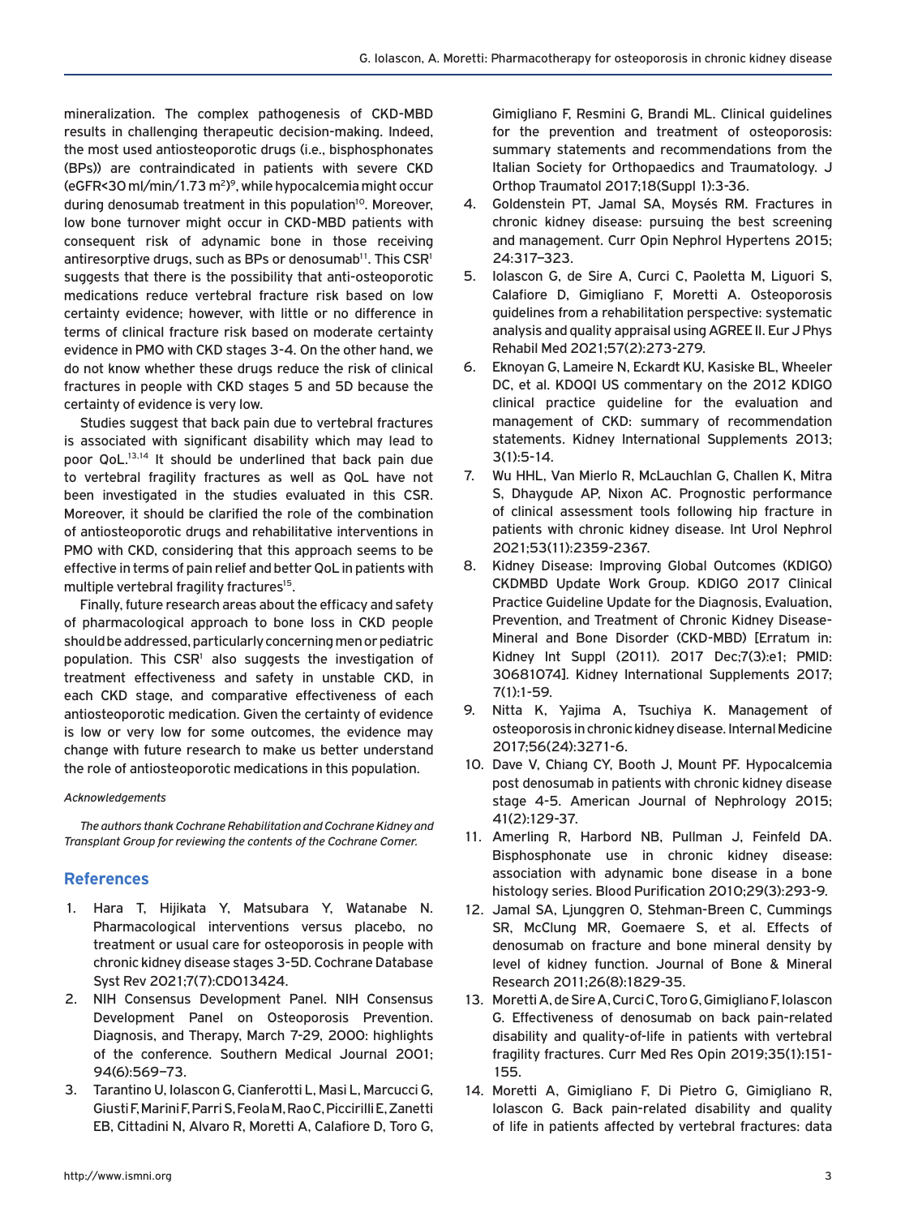mineralization. The complex pathogenesis of CKD-MBD results in challenging therapeutic decision-making. Indeed, the most used antiosteoporotic drugs (i.e., bisphosphonates (BPs)) are contraindicated in patients with severe CKD (eGFR<30 ml/min/1.73 $m^2$)[9], while hypocalcemia might occur during denosumab treatment in this population[10]. Moreover, low bone turnover might occur in CKD-MBD patients with consequent risk of adynamic bone in those receiving antiresorptive drugs, such as BPs or denosumab[11]. This CSR[1] suggests that there is the possibility that anti-osteoporotic medications reduce vertebral fracture risk based on low certainty evidence; however, with little or no difference in terms of clinical fracture risk based on moderate certainty evidence in PMO with CKD stages 3-4. On the other hand, we do not know whether these drugs reduce the risk of clinical fractures in people with CKD stages 5 and 5D because the certainty of evidence is very low.

Studies suggest that back pain due to vertebral fractures is associated with significant disability which may lead to poor QoL.[13,14] It should be underlined that back pain due to vertebral fragility fractures as well as QoL have not been investigated in the studies evaluated in this CSR. Moreover, it should be clarified the role of the combination of antiosteoporotic drugs and rehabilitative interventions in PMO with CKD, considering that this approach seems to be effective in terms of pain relief and better QoL in patients with multiple vertebral fragility fractures[15].

Finally, future research areas about the efficacy and safety of pharmacological approach to bone loss in CKD people should be addressed, particularly concerning men or pediatric population. This CSR[1] also suggests the investigation of treatment effectiveness and safety in unstable CKD, in each CKD stage, and comparative effectiveness of each antiosteoporotic medication. Given the certainty of evidence is low or very low for some outcomes, the evidence may change with future research to make us better understand the role of antiosteoporotic medications in this population.

*Acknowledgements*

*The authors thank Cochrane Rehabilitation and Cochrane Kidney and Transplant Group for reviewing the contents of the Cochrane Corner.*

## References

1. Hara T, Hijikata Y, Matsubara Y, Watanabe N. Pharmacological interventions versus placebo, no treatment or usual care for osteoporosis in people with chronic kidney disease stages 3-5D. Cochrane Database Syst Rev 2021;7(7):CD013424.
2. NIH Consensus Development Panel. NIH Consensus Development Panel on Osteoporosis Prevention. Diagnosis, and Therapy, March 7-29, 2000: highlights of the conference. Southern Medical Journal 2001; 94(6):569–73.
3. Tarantino U, Iolascon G, Cianferotti L, Masi L, Marcucci G, Giusti F, Marini F, Parri S, Feola M, Rao C, Piccirilli E, Zanetti EB, Cittadini N, Alvaro R, Moretti A, Calafiore D, Toro G, Gimigliano F, Resmini G, Brandi ML. Clinical guidelines for the prevention and treatment of osteoporosis: summary statements and recommendations from the Italian Society for Orthopaedics and Traumatology. J Orthop Traumatol 2017;18(Suppl 1):3-36.
4. Goldenstein PT, Jamal SA, Moysés RM. Fractures in chronic kidney disease: pursuing the best screening and management. Curr Opin Nephrol Hypertens 2015; 24:317–323.
5. Iolascon G, de Sire A, Curci C, Paoletta M, Liguori S, Calafiore D, Gimigliano F, Moretti A. Osteoporosis guidelines from a rehabilitation perspective: systematic analysis and quality appraisal using AGREE II. Eur J Phys Rehabil Med 2021;57(2):273-279.
6. Eknoyan G, Lameire N, Eckardt KU, Kasiske BL, Wheeler DC, et al. KDOQI US commentary on the 2012 KDIGO clinical practice guideline for the evaluation and management of CKD: summary of recommendation statements. Kidney International Supplements 2013; 3(1):5-14.
7. Wu HHL, Van Mierlo R, McLauchlan G, Challen K, Mitra S, Dhaygude AP, Nixon AC. Prognostic performance of clinical assessment tools following hip fracture in patients with chronic kidney disease. Int Urol Nephrol 2021;53(11):2359-2367.
8. Kidney Disease: Improving Global Outcomes (KDIGO) CKDMBD Update Work Group. KDIGO 2017 Clinical Practice Guideline Update for the Diagnosis, Evaluation, Prevention, and Treatment of Chronic Kidney Disease-Mineral and Bone Disorder (CKD-MBD) [Erratum in: Kidney Int Suppl (2011). 2017 Dec;7(3):e1; PMID: 30681074]. Kidney International Supplements 2017; 7(1):1-59.
9. Nitta K, Yajima A, Tsuchiya K. Management of osteoporosis in chronic kidney disease. Internal Medicine 2017;56(24):3271-6.
10. Dave V, Chiang CY, Booth J, Mount PF. Hypocalcemia post denosumab in patients with chronic kidney disease stage 4-5. American Journal of Nephrology 2015; 41(2):129-37.
11. Amerling R, Harbord NB, Pullman J, Feinfeld DA. Bisphosphonate use in chronic kidney disease: association with adynamic bone disease in a bone histology series. Blood Purification 2010;29(3):293-9.
12. Jamal SA, Ljunggren O, Stehman-Breen C, Cummings SR, McClung MR, Goemaere S, et al. Effects of denosumab on fracture and bone mineral density by level of kidney function. Journal of Bone & Mineral Research 2011;26(8):1829-35.
13. Moretti A, de Sire A, Curci C, Toro G, Gimigliano F, Iolascon G. Effectiveness of denosumab on back pain-related disability and quality-of-life in patients with vertebral fragility fractures. Curr Med Res Opin 2019;35(1):151-155.
14. Moretti A, Gimigliano F, Di Pietro G, Gimigliano R, Iolascon G. Back pain-related disability and quality of life in patients affected by vertebral fractures: data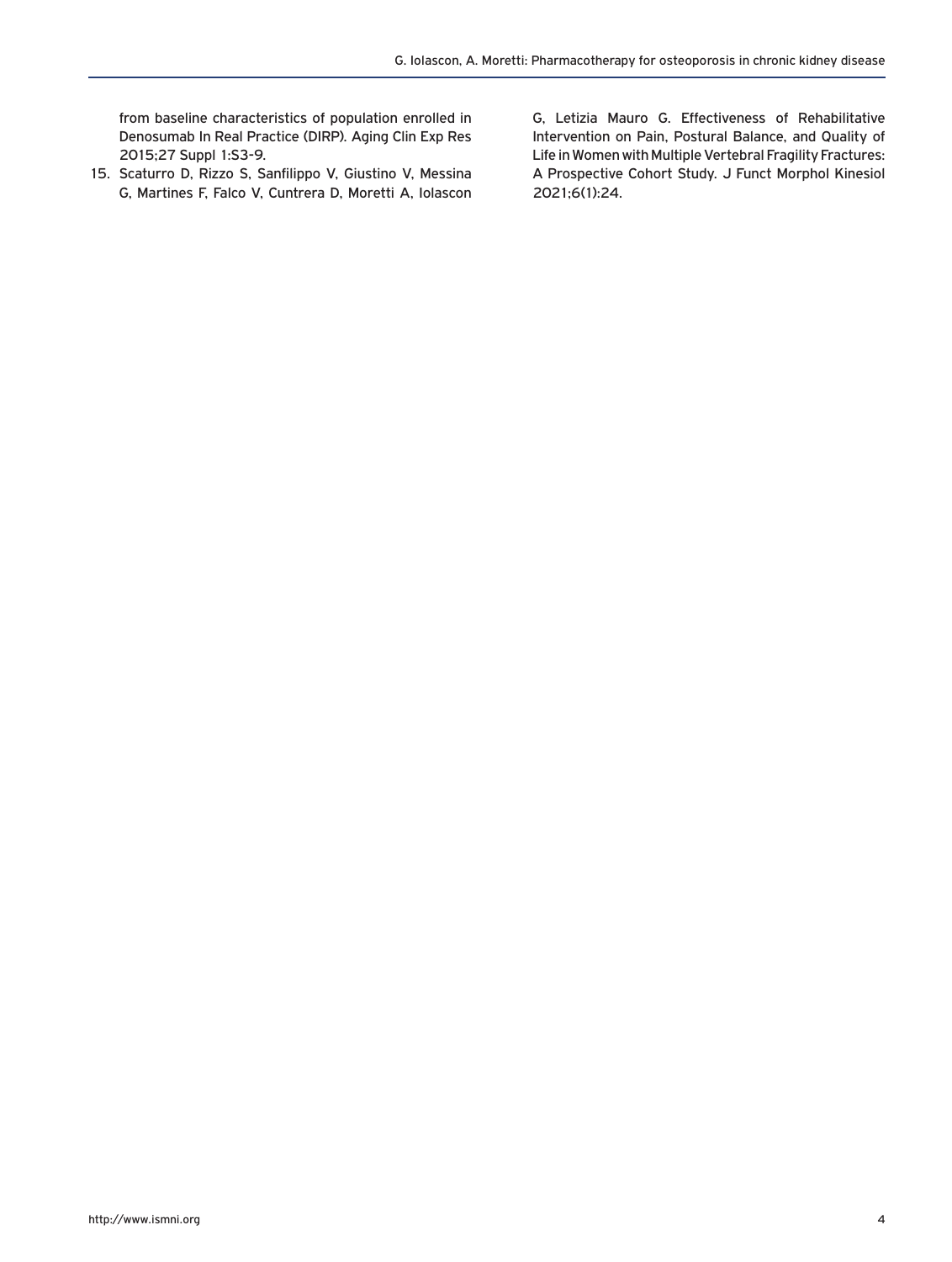from baseline characteristics of population enrolled in Denosumab In Real Practice (DIRP). Aging Clin Exp Res 2015;27 Suppl 1:S3-9.

15. Scaturro D, Rizzo S, Sanfilippo V, Giustino V, Messina G, Martines F, Falco V, Cuntrera D, Moretti A, Iolascon G, Letizia Mauro G. Effectiveness of Rehabilitative Intervention on Pain, Postural Balance, and Quality of Life in Women with Multiple Vertebral Fragility Fractures: A Prospective Cohort Study. J Funct Morphol Kinesiol 2021;6(1):24.